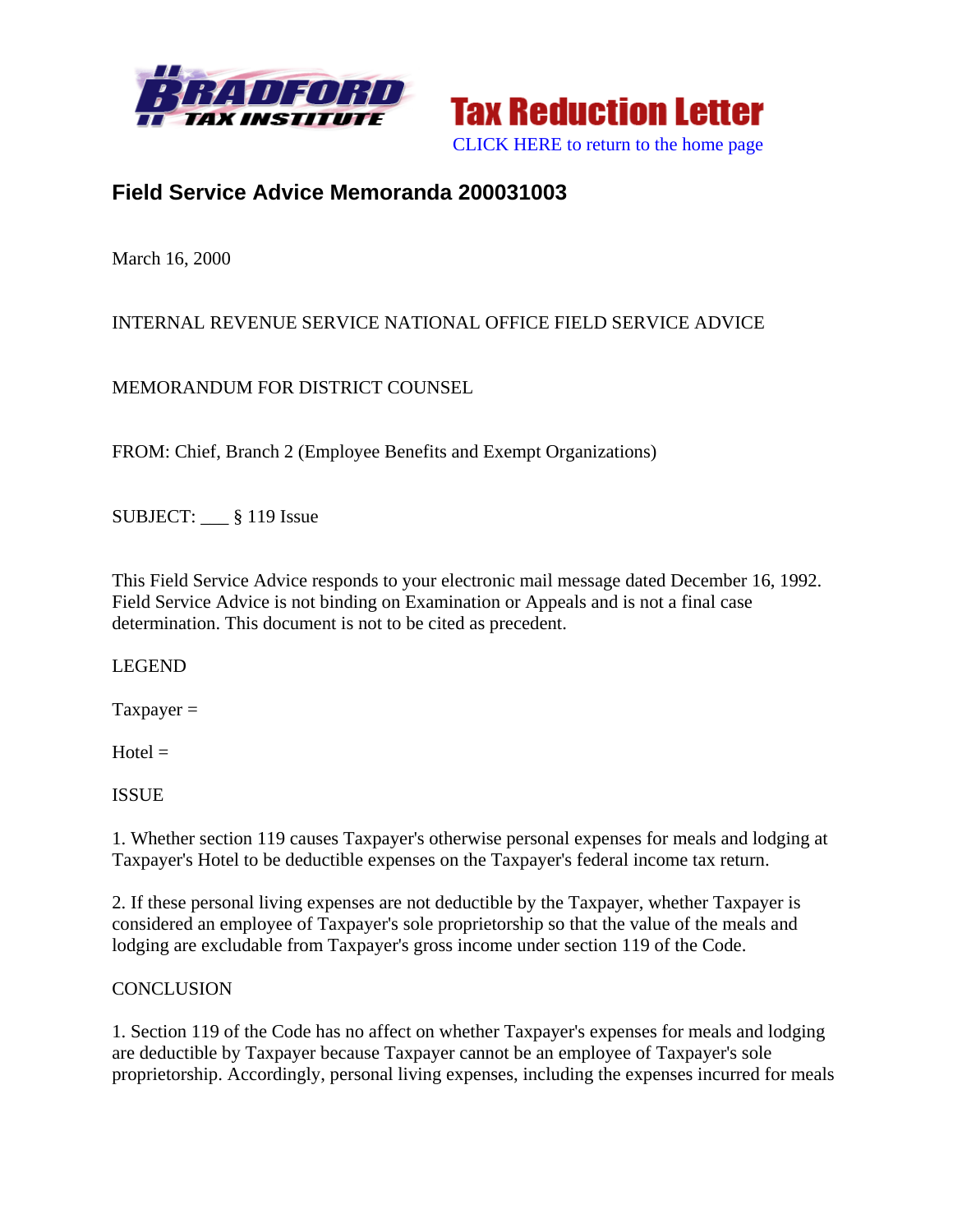# Field Service Advice Memoranda 200031003

March 16, 2000

INTERNAL REVENUE SERVICE NATIONAL OFFICE FIELD SERVICE ADVICE

MEMORANDUM FOR DISTRICT COUNSEL

FROM: Chief, Branch 2 (Employee Benefits and Exempt Organizations)

SUBJECT: ___ § 119 Issue

This Field Service Advice responds to your electronic mail message dated December 16, 1992. Field Service Advice is not binding on Examination or Appeals and is not a final case determination. This document is not to be cited as precedent.

LEGEND

Taxpayer =

Hotel =

ISSUE

1. Whether section 119 causes Taxpayer's otherwise personal expenses for meals and lodging at Taxpayer's Hotel to be deductible expenses on the Taxpayer's federal income tax return.

2. If these personal living expenses are not deductible by the Taxpayer, whether Taxpayer is considered an employee of Taxpayer's sole proprietorship so that the value of the meals and lodging are excludable from Taxpayer's gross income under section 119 of the Code.

CONCLUSION

1. Section 119 of the Code has no affect on whether Taxpayer's expenses for meals and lodging are deductible by Taxpayer because Taxpayer cannot be an employee of Taxpayer's sole proprietorship. Accordingly, personal living expenses, including the expenses incurred for meals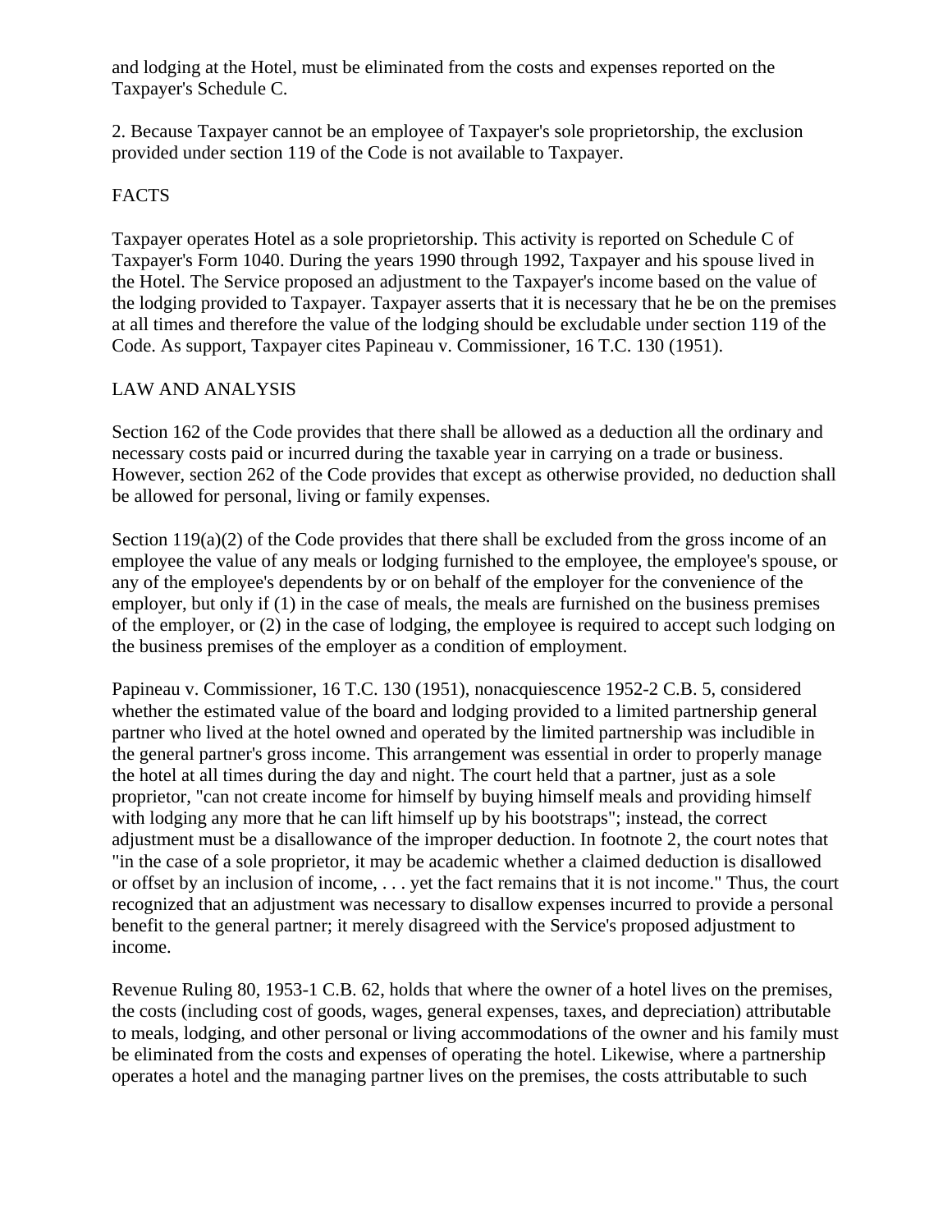and lodging at the Hotel, must be eliminated from the costs and expenses reported on the Taxpayer's Schedule C.

2. Because Taxpayer cannot be an employee of Taxpayer's sole proprietorship, the exclusion provided under section 119 of the Code is not available to Taxpayer.

## FACTS

Taxpayer operates Hotel as a sole proprietorship. This activity is reported on Schedule C of Taxpayer's Form 1040. During the years 1990 through 1992, Taxpayer and his spouse lived in the Hotel. The Service proposed an adjustment to the Taxpayer's income based on the value of the lodging provided to Taxpayer. Taxpayer asserts that it is necessary that he be on the premises at all times and therefore the value of the lodging should be excludable under section 119 of the Code. As support, Taxpayer cites Papineau v. Commissioner, 16 T.C. 130 (1951).

## LAW AND ANALYSIS

Section 162 of the Code provides that there shall be allowed as a deduction all the ordinary and necessary costs paid or incurred during the taxable year in carrying on a trade or business. However, section 262 of the Code provides that except as otherwise provided, no deduction shall be allowed for personal, living or family expenses.

Section 119(a)(2) of the Code provides that there shall be excluded from the gross income of an employee the value of any meals or lodging furnished to the employee, the employee's spouse, or any of the employee's dependents by or on behalf of the employer for the convenience of the employer, but only if (1) in the case of meals, the meals are furnished on the business premises of the employer, or (2) in the case of lodging, the employee is required to accept such lodging on the business premises of the employer as a condition of employment.

Papineau v. Commissioner, 16 T.C. 130 (1951), nonacquiescence 1952-2 C.B. 5, considered whether the estimated value of the board and lodging provided to a limited partnership general partner who lived at the hotel owned and operated by the limited partnership was includible in the general partner's gross income. This arrangement was essential in order to properly manage the hotel at all times during the day and night. The court held that a partner, just as a sole proprietor, "can not create income for himself by buying himself meals and providing himself with lodging any more that he can lift himself up by his bootstraps"; instead, the correct adjustment must be a disallowance of the improper deduction. In footnote 2, the court notes that "in the case of a sole proprietor, it may be academic whether a claimed deduction is disallowed or offset by an inclusion of income, . . . yet the fact remains that it is not income." Thus, the court recognized that an adjustment was necessary to disallow expenses incurred to provide a personal benefit to the general partner; it merely disagreed with the Service's proposed adjustment to income.

Revenue Ruling 80, 1953-1 C.B. 62, holds that where the owner of a hotel lives on the premises, the costs (including cost of goods, wages, general expenses, taxes, and depreciation) attributable to meals, lodging, and other personal or living accommodations of the owner and his family must be eliminated from the costs and expenses of operating the hotel. Likewise, where a partnership operates a hotel and the managing partner lives on the premises, the costs attributable to such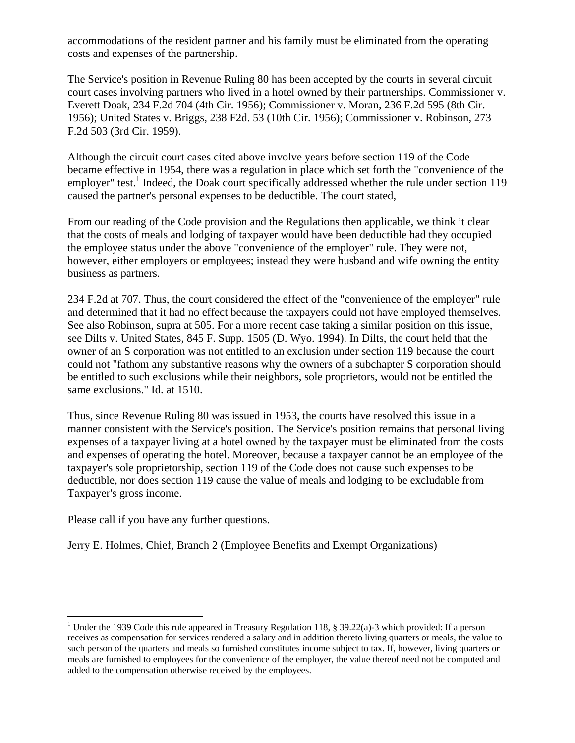accommodations of the resident partner and his family must be eliminated from the operating costs and expenses of the partnership.

The Service's position in Revenue Ruling 80 has been accepted by the courts in several circuit court cases involving partners who lived in a hotel owned by their partnerships. Commissioner v. Everett Doak, 234 F.2d 704 (4th Cir. 1956); Commissioner v. Moran, 236 F.2d 595 (8th Cir. 1956); United States v. Briggs, 238 F2d. 53 (10th Cir. 1956); Commissioner v. Robinson, 273 F.2d 503 (3rd Cir. 1959).

Although the circuit court cases cited above involve years before section 119 of the Code became effective in 1954, there was a regulation in place which set forth the "convenience of the employer" test.[1] Indeed, the Doak court specifically addressed whether the rule under section 119 caused the partner's personal expenses to be deductible. The court stated,

From our reading of the Code provision and the Regulations then applicable, we think it clear that the costs of meals and lodging of taxpayer would have been deductible had they occupied the employee status under the above "convenience of the employer" rule. They were not, however, either employers or employees; instead they were husband and wife owning the entity business as partners.

234 F.2d at 707. Thus, the court considered the effect of the "convenience of the employer" rule and determined that it had no effect because the taxpayers could not have employed themselves. See also Robinson, supra at 505. For a more recent case taking a similar position on this issue, see Dilts v. United States, 845 F. Supp. 1505 (D. Wyo. 1994). In Dilts, the court held that the owner of an S corporation was not entitled to an exclusion under section 119 because the court could not "fathom any substantive reasons why the owners of a subchapter S corporation should be entitled to such exclusions while their neighbors, sole proprietors, would not be entitled the same exclusions." Id. at 1510.

Thus, since Revenue Ruling 80 was issued in 1953, the courts have resolved this issue in a manner consistent with the Service's position. The Service's position remains that personal living expenses of a taxpayer living at a hotel owned by the taxpayer must be eliminated from the costs and expenses of operating the hotel. Moreover, because a taxpayer cannot be an employee of the taxpayer's sole proprietorship, section 119 of the Code does not cause such expenses to be deductible, nor does section 119 cause the value of meals and lodging to be excludable from Taxpayer's gross income.

Please call if you have any further questions.

Jerry E. Holmes, Chief, Branch 2 (Employee Benefits and Exempt Organizations)

---

[1] Under the 1939 Code this rule appeared in Treasury Regulation 118, § 39.22(a)-3 which provided: If a person receives as compensation for services rendered a salary and in addition thereto living quarters or meals, the value to such person of the quarters and meals so furnished constitutes income subject to tax. If, however, living quarters or meals are furnished to employees for the convenience of the employer, the value thereof need not be computed and added to the compensation otherwise received by the employees.